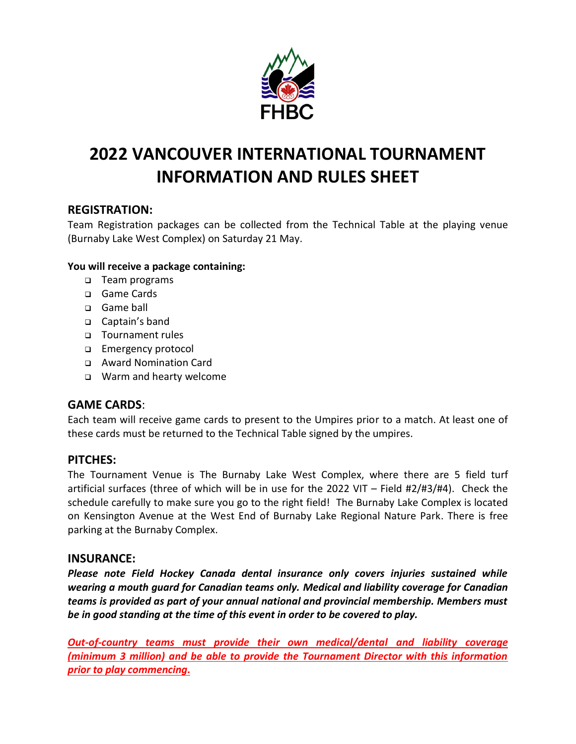# 2022 VANCOUVER INTERNATIONAL TOURNAMENT INFORMATION AND RULES SHEET

## REGISTRATION:

Team Registration packages can be collected from the Technical Table at the playing venue (Burnaby Lake West Complex) on Saturday 21 May.

**You will receive a package containing:**

- Team programs
- Game Cards
- Game ball
- Captain's band
- Tournament rules
- Emergency protocol
- Award Nomination Card
- Warm and hearty welcome

## GAME CARDS:

Each team will receive game cards to present to the Umpires prior to a match. At least one of these cards must be returned to the Technical Table signed by the umpires.

## PITCHES:

The Tournament Venue is The Burnaby Lake West Complex, where there are 5 field turf artificial surfaces (three of which will be in use for the 2022 VIT – Field #2/#3/#4). Check the schedule carefully to make sure you go to the right field! The Burnaby Lake Complex is located on Kensington Avenue at the West End of Burnaby Lake Regional Nature Park. There is free parking at the Burnaby Complex.

## INSURANCE:

***Please note Field Hockey Canada dental insurance only covers injuries sustained while wearing a mouth guard for Canadian teams only. Medical and liability coverage for Canadian teams is provided as part of your annual national and provincial membership. Members must be in good standing at the time of this event in order to be covered to play.***

***Out-of-country teams must provide their own medical/dental and liability coverage (minimum 3 million) and be able to provide the Tournament Director with this information prior to play commencing.***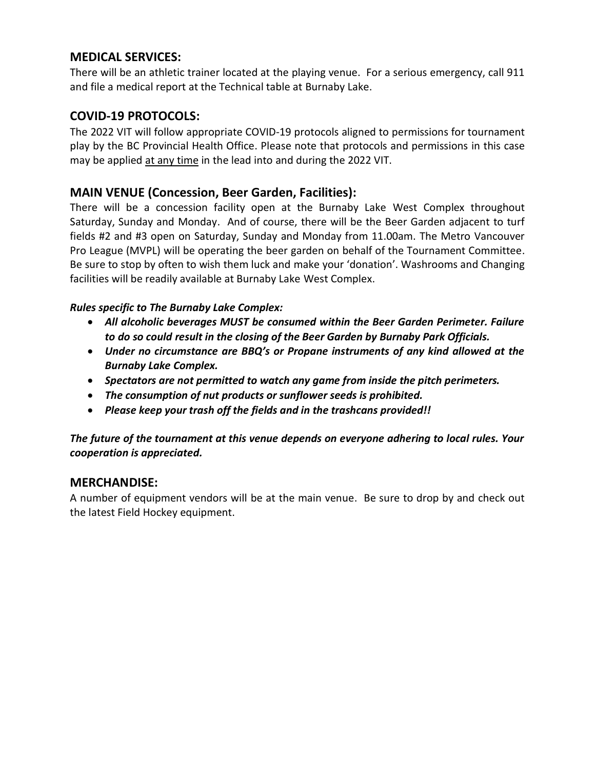## MEDICAL SERVICES:

There will be an athletic trainer located at the playing venue. For a serious emergency, call 911 and file a medical report at the Technical table at Burnaby Lake.

## COVID-19 PROTOCOLS:

The 2022 VIT will follow appropriate COVID-19 protocols aligned to permissions for tournament play by the BC Provincial Health Office. Please note that protocols and permissions in this case may be applied <u>at any time</u> in the lead into and during the 2022 VIT.

## MAIN VENUE (Concession, Beer Garden, Facilities):

There will be a concession facility open at the Burnaby Lake West Complex throughout Saturday, Sunday and Monday. And of course, there will be the Beer Garden adjacent to turf fields #2 and #3 open on Saturday, Sunday and Monday from 11.00am. The Metro Vancouver Pro League (MVPL) will be operating the beer garden on behalf of the Tournament Committee. Be sure to stop by often to wish them luck and make your 'donation'. Washrooms and Changing facilities will be readily available at Burnaby Lake West Complex.

***Rules specific to The Burnaby Lake Complex:***

- ***All alcoholic beverages MUST be consumed within the Beer Garden Perimeter. Failure to do so could result in the closing of the Beer Garden by Burnaby Park Officials.***
- ***Under no circumstance are BBQ's or Propane instruments of any kind allowed at the Burnaby Lake Complex.***
- ***Spectators are not permitted to watch any game from inside the pitch perimeters.***
- ***The consumption of nut products or sunflower seeds is prohibited.***
- ***Please keep your trash off the fields and in the trashcans provided!!***

***The future of the tournament at this venue depends on everyone adhering to local rules. Your cooperation is appreciated.***

## MERCHANDISE:

A number of equipment vendors will be at the main venue. Be sure to drop by and check out the latest Field Hockey equipment.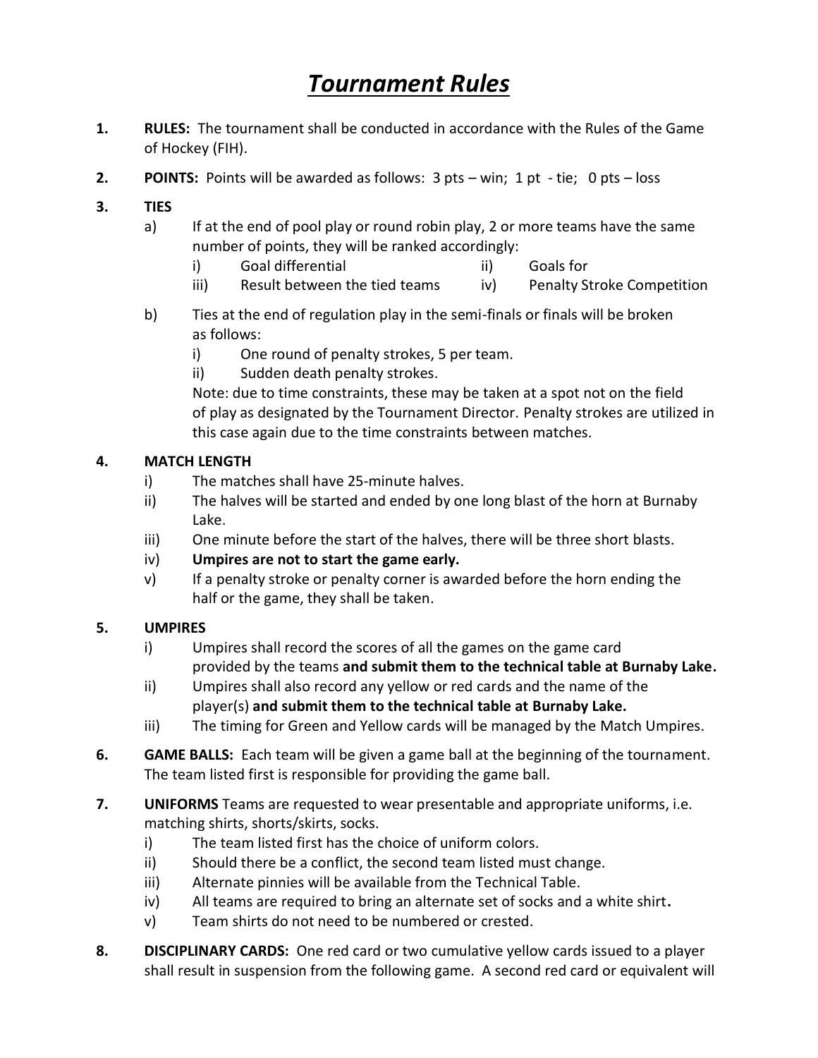# ***Tournament Rules***

1. **RULES:** The tournament shall be conducted in accordance with the Rules of the Game of Hockey (FIH).

2. **POINTS:** Points will be awarded as follows: 3 pts – win; 1 pt - tie; 0 pts – loss

3. **TIES**
   a) If at the end of pool play or round robin play, 2 or more teams have the same number of points, they will be ranked accordingly:
      i) Goal differential
      ii) Goals for
      iii) Result between the tied teams
      iv) Penalty Stroke Competition

   b) Ties at the end of regulation play in the semi-finals or finals will be broken as follows:
      i) One round of penalty strokes, 5 per team.
      ii) Sudden death penalty strokes.

      Note: due to time constraints, these may be taken at a spot not on the field of play as designated by the Tournament Director. Penalty strokes are utilized in this case again due to the time constraints between matches.

4. **MATCH LENGTH**
   i) The matches shall have 25-minute halves.
   ii) The halves will be started and ended by one long blast of the horn at Burnaby Lake.
   iii) One minute before the start of the halves, there will be three short blasts.
   iv) **Umpires are not to start the game early.**
   v) If a penalty stroke or penalty corner is awarded before the horn ending the half or the game, they shall be taken.

5. **UMPIRES**
   i) Umpires shall record the scores of all the games on the game card provided by the teams **and submit them to the technical table at Burnaby Lake.**
   ii) Umpires shall also record any yellow or red cards and the name of the player(s) **and submit them to the technical table at Burnaby Lake.**
   iii) The timing for Green and Yellow cards will be managed by the Match Umpires.

6. **GAME BALLS:** Each team will be given a game ball at the beginning of the tournament. The team listed first is responsible for providing the game ball.

7. **UNIFORMS** Teams are requested to wear presentable and appropriate uniforms, i.e. matching shirts, shorts/skirts, socks.
   i) The team listed first has the choice of uniform colors.
   ii) Should there be a conflict, the second team listed must change.
   iii) Alternate pinnies will be available from the Technical Table.
   iv) All teams are required to bring an alternate set of socks and a white shirt**.**
   v) Team shirts do not need to be numbered or crested.

8. **DISCIPLINARY CARDS:** One red card or two cumulative yellow cards issued to a player shall result in suspension from the following game. A second red card or equivalent will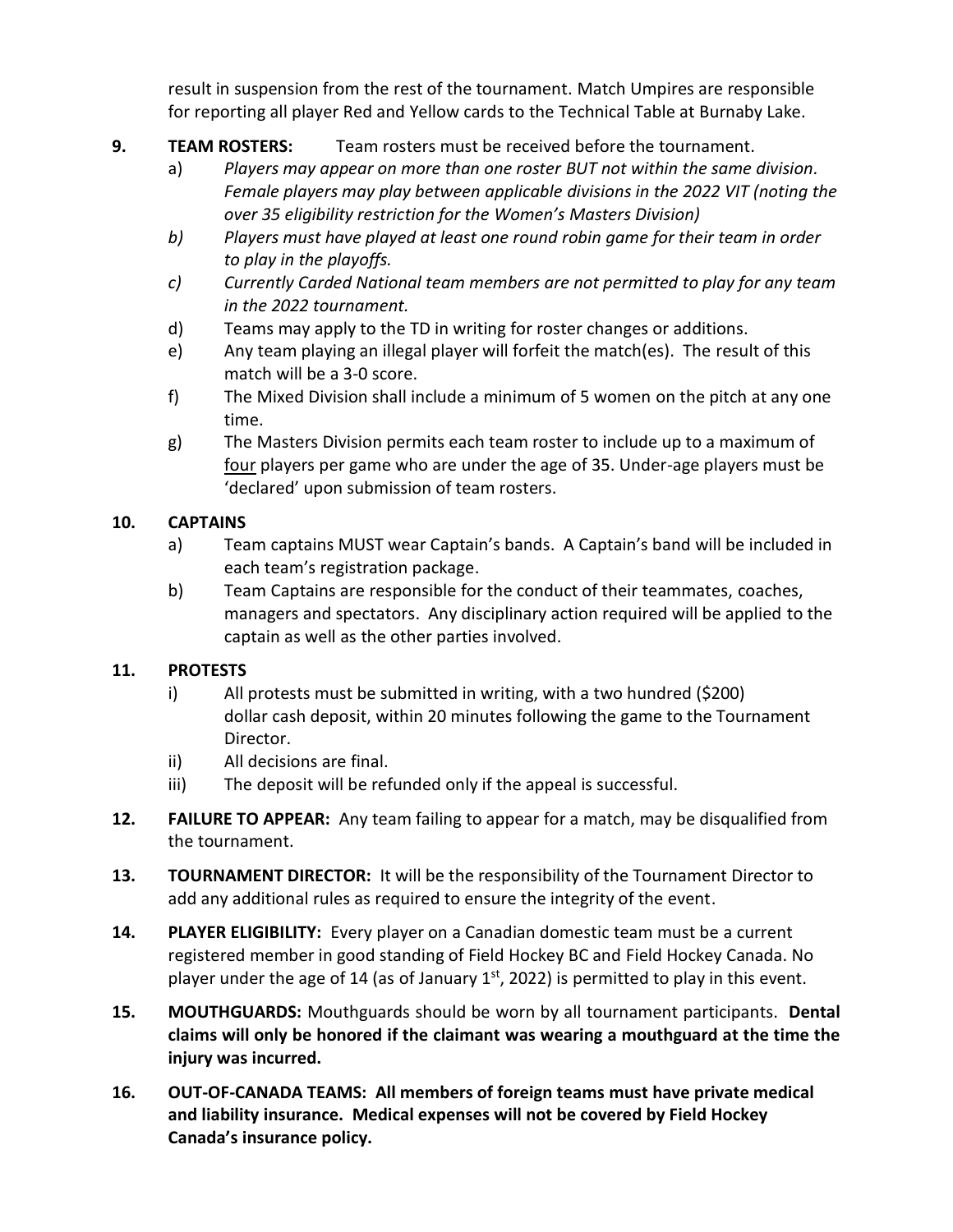result in suspension from the rest of the tournament. Match Umpires are responsible for reporting all player Red and Yellow cards to the Technical Table at Burnaby Lake.

**9. TEAM ROSTERS:** Team rosters must be received before the tournament.

a) *Players may appear on more than one roster BUT not within the same division. Female players may play between applicable divisions in the 2022 VIT (noting the over 35 eligibility restriction for the Women's Masters Division)*

b) *Players must have played at least one round robin game for their team in order to play in the playoffs.*

c) *Currently Carded National team members are not permitted to play for any team in the 2022 tournament.*

d) Teams may apply to the TD in writing for roster changes or additions.

e) Any team playing an illegal player will forfeit the match(es). The result of this match will be a 3-0 score.

f) The Mixed Division shall include a minimum of 5 women on the pitch at any one time.

g) The Masters Division permits each team roster to include up to a maximum of four players per game who are under the age of 35. Under-age players must be 'declared' upon submission of team rosters.

**10. CAPTAINS**

a) Team captains MUST wear Captain's bands. A Captain's band will be included in each team's registration package.

b) Team Captains are responsible for the conduct of their teammates, coaches, managers and spectators. Any disciplinary action required will be applied to the captain as well as the other parties involved.

**11. PROTESTS**

i) All protests must be submitted in writing, with a two hundred ($200) dollar cash deposit, within 20 minutes following the game to the Tournament Director.

ii) All decisions are final.

iii) The deposit will be refunded only if the appeal is successful.

**12. FAILURE TO APPEAR:** Any team failing to appear for a match, may be disqualified from the tournament.

**13. TOURNAMENT DIRECTOR:** It will be the responsibility of the Tournament Director to add any additional rules as required to ensure the integrity of the event.

**14. PLAYER ELIGIBILITY:** Every player on a Canadian domestic team must be a current registered member in good standing of Field Hockey BC and Field Hockey Canada. No player under the age of 14 (as of January 1st, 2022) is permitted to play in this event.

**15. MOUTHGUARDS:** Mouthguards should be worn by all tournament participants. **Dental claims will only be honored if the claimant was wearing a mouthguard at the time the injury was incurred.**

**16. OUT-OF-CANADA TEAMS: All members of foreign teams must have private medical and liability insurance. Medical expenses will not be covered by Field Hockey Canada's insurance policy.**